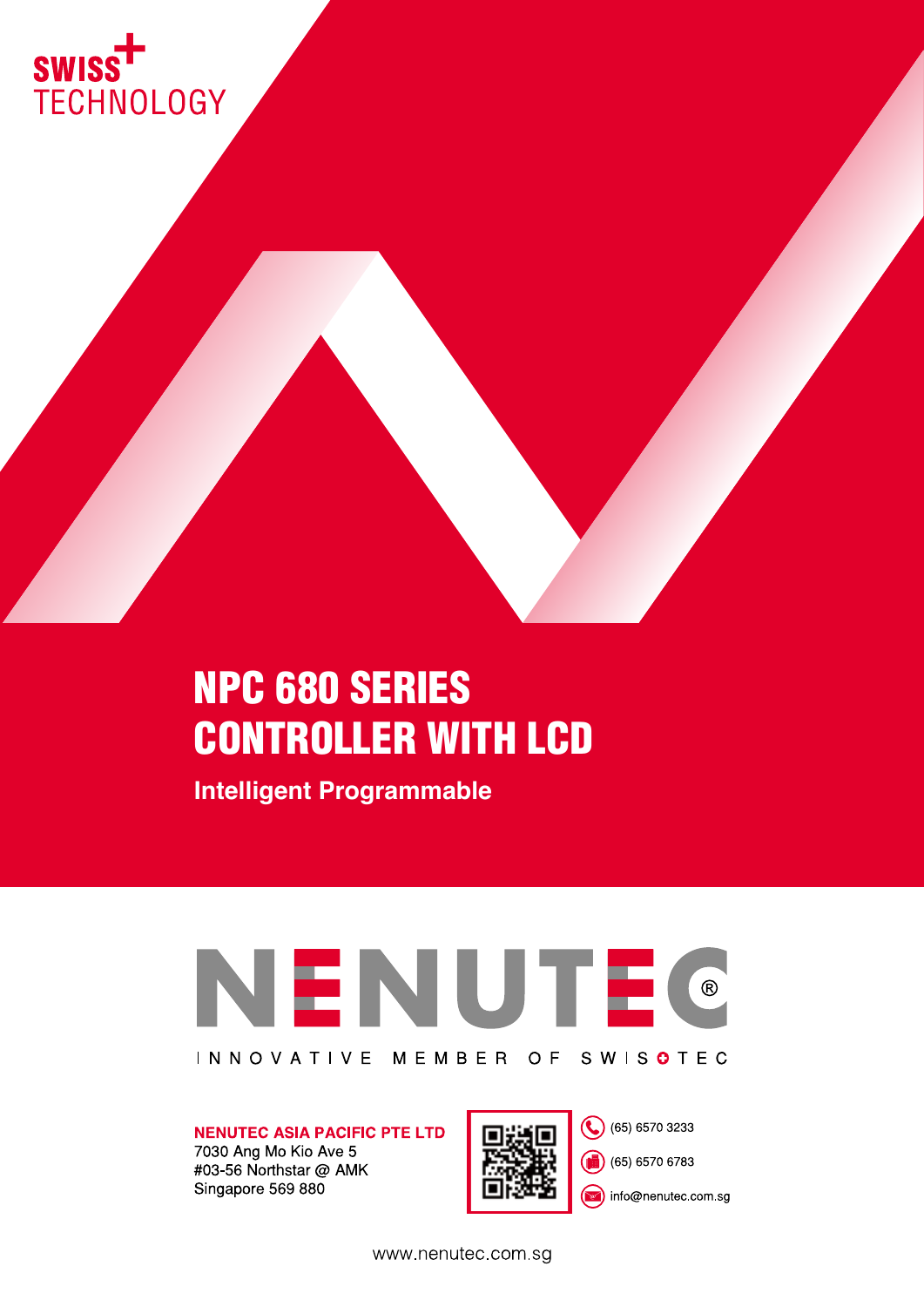SWISS TECHNOLOGY

# NPC 680 SERIES CONTROLLER WITH LCD

## Intelligent Programmable

NENUTEC®

INNOVATIVE MEMBER OF SWISSTEC

**NENUTEC ASIA PACIFIC PTE LTD**
7030 Ang Mo Kio Ave 5
#03-56 Northstar @ AMK
Singapore 569 880

(65) 6570 3233
(65) 6570 6783
info@nenutec.com.sg

www.nenutec.com.sg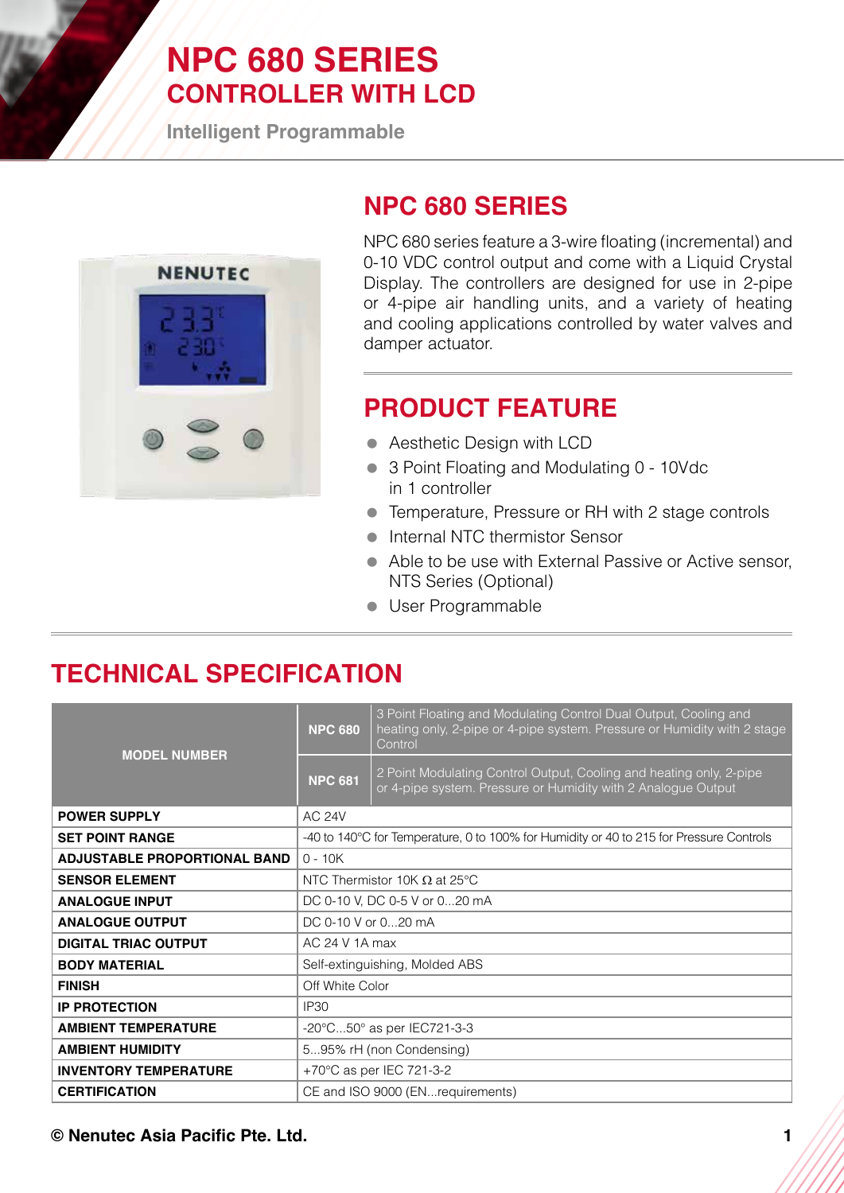# NPC 680 SERIES
## CONTROLLER WITH LCD

**Intelligent Programmable**

## NPC 680 SERIES

NPC 680 series feature a 3-wire floating (incremental) and 0-10 VDC control output and come with a Liquid Crystal Display. The controllers are designed for use in 2-pipe or 4-pipe air handling units, and a variety of heating and cooling applications controlled by water valves and damper actuator.

## PRODUCT FEATURE

- Aesthetic Design with LCD
- 3 Point Floating and Modulating 0 - 10Vdc in 1 controller
- Temperature, Pressure or RH with 2 stage controls
- Internal NTC thermistor Sensor
- Able to be use with External Passive or Active sensor, NTS Series (Optional)
- User Programmable

## TECHNICAL SPECIFICATION

| MODEL NUMBER | | |
|---|---|---|
| | **NPC 680** | 3 Point Floating and Modulating Control Dual Output, Cooling and heating only, 2-pipe or 4-pipe system. Pressure or Humidity with 2 stage Control |
| | **NPC 681** | 2 Point Modulating Control Output, Cooling and heating only, 2-pipe or 4-pipe system. Pressure or Humidity with 2 Analogue Output |
| **POWER SUPPLY** | AC 24V | |
| **SET POINT RANGE** | -40 to 140°C for Temperature, 0 to 100% for Humidity or 40 to 215 for Pressure Controls | |
| **ADJUSTABLE PROPORTIONAL BAND** | 0 - 10K | |
| **SENSOR ELEMENT** | NTC Thermistor 10K Ω at 25°C | |
| **ANALOGUE INPUT** | DC 0-10 V, DC 0-5 V or 0...20 mA | |
| **ANALOGUE OUTPUT** | DC 0-10 V or 0...20 mA | |
| **DIGITAL TRIAC OUTPUT** | AC 24 V 1A max | |
| **BODY MATERIAL** | Self-extinguishing, Molded ABS | |
| **FINISH** | Off White Color | |
| **IP PROTECTION** | IP30 | |
| **AMBIENT TEMPERATURE** | -20°C...50° as per IEC721-3-3 | |
| **AMBIENT HUMIDITY** | 5...95% rH (non Condensing) | |
| **INVENTORY TEMPERATURE** | +70°C as per IEC 721-3-2 | |
| **CERTIFICATION** | CE and ISO 9000 (EN...requirements) | |

**© Nenutec Asia Pacific Pte. Ltd.**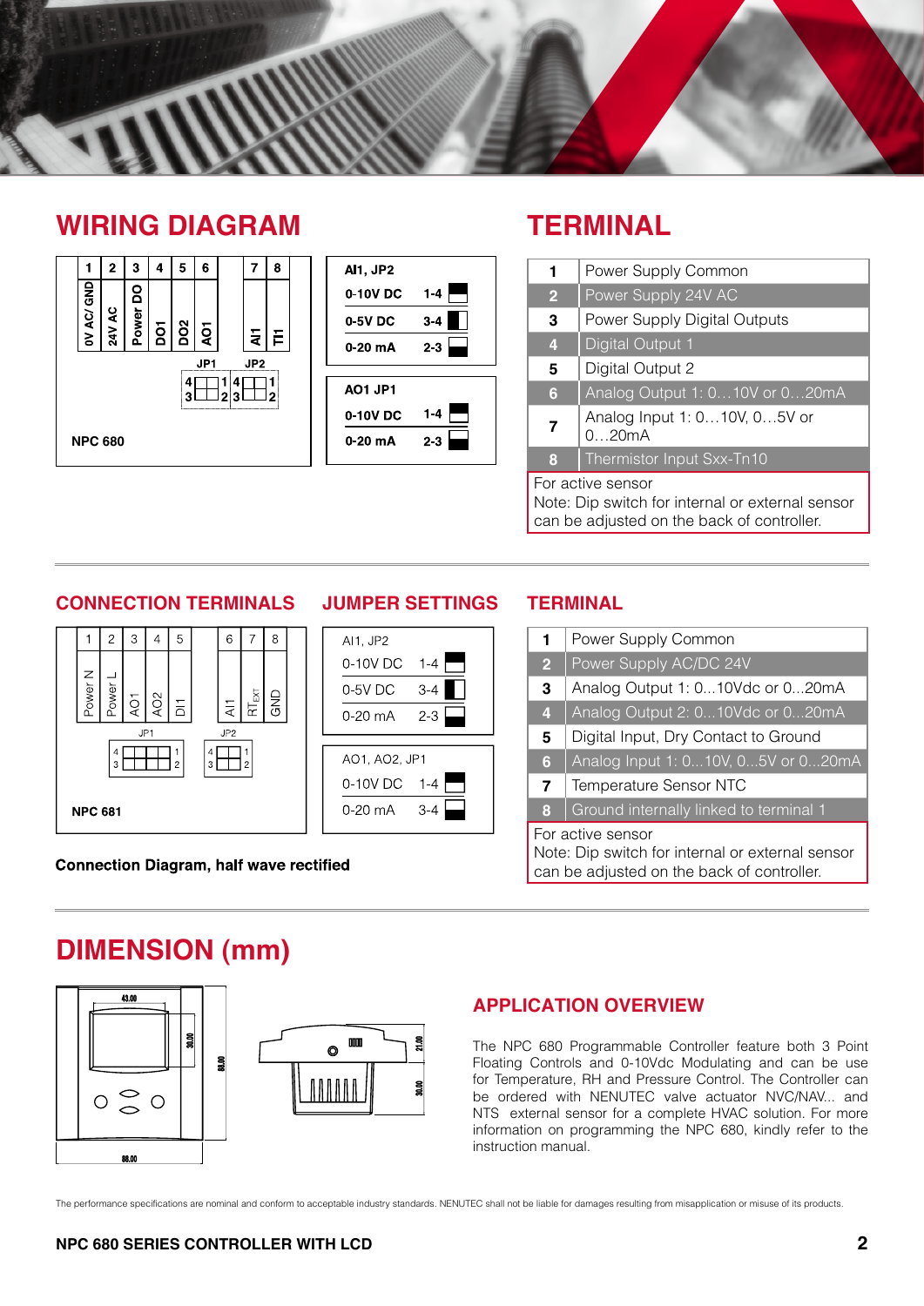## WIRING DIAGRAM

| 1 | 2 | 3 | 4 | 5 | 6 | 7 | 8 |
|---|---|---|---|---|---|---|---|
| 0V AC/ GND | 24V AC | Power DO | DO1 | DO2 | AO1 | AI1 | TI1 |

JP1 JP2

NPC 680

| AI1, JP2 | |
|---|---|
| 0-10V DC | 1-4 |
| 0-5V DC | 3-4 |
| 0-20 mA | 2-3 |

| AO1 JP1 | |
|---|---|
| 0-10V DC | 1-4 |
| 0-20 mA | 2-3 |

## TERMINAL

| | |
|---|---|
| 1 | Power Supply Common |
| 2 | Power Supply 24V AC |
| 3 | Power Supply Digital Outputs |
| 4 | Digital Output 1 |
| 5 | Digital Output 2 |
| 6 | Analog Output 1: 0…10V or 0…20mA |
| 7 | Analog Input 1: 0…10V, 0…5V or 0…20mA |
| 8 | Thermistor Input Sxx-Tn10 |

For active sensor
Note: Dip switch for internal or external sensor can be adjusted on the back of controller.

## CONNECTION TERMINALS

| 1 | 2 | 3 | 4 | 5 | 6 | 7 | 8 |
|---|---|---|---|---|---|---|---|
| Power N | Power L | AO1 | AO2 | DI1 | AI1 | $RT_{EXT}$ | GND |

JP1 JP2

NPC 681

Connection Diagram, half wave rectified

## JUMPER SETTINGS

| AI1, JP2 | |
|---|---|
| 0-10V DC | 1-4 |
| 0-5V DC | 3-4 |
| 0-20 mA | 2-3 |

| AO1, AO2, JP1 | |
|---|---|
| 0-10V DC | 1-4 |
| 0-20 mA | 3-4 |

## TERMINAL

| | |
|---|---|
| 1 | Power Supply Common |
| 2 | Power Supply AC/DC 24V |
| 3 | Analog Output 1: 0...10Vdc or 0...20mA |
| 4 | Analog Output 2: 0...10Vdc or 0...20mA |
| 5 | Digital Input, Dry Contact to Ground |
| 6 | Analog Input 1: 0...10V, 0...5V or 0...20mA |
| 7 | Temperature Sensor NTC |
| 8 | Ground internally linked to terminal 1 |

For active sensor
Note: Dip switch for internal or external sensor can be adjusted on the back of controller.

## DIMENSION (mm)

43.00
30.00
88.00
88.00
21.00
30.00

## APPLICATION OVERVIEW

The NPC 680 Programmable Controller feature both 3 Point Floating Controls and 0-10Vdc Modulating and can be use for Temperature, RH and Pressure Control. The Controller can be ordered with NENUTEC valve actuator NVC/NAV... and NTS external sensor for a complete HVAC solution. For more information on programming the NPC 680, kindly refer to the instruction manual.

The performance specifications are nominal and conform to acceptable industry standards. NENUTEC shall not be liable for damages resulting from misapplication or misuse of its products.